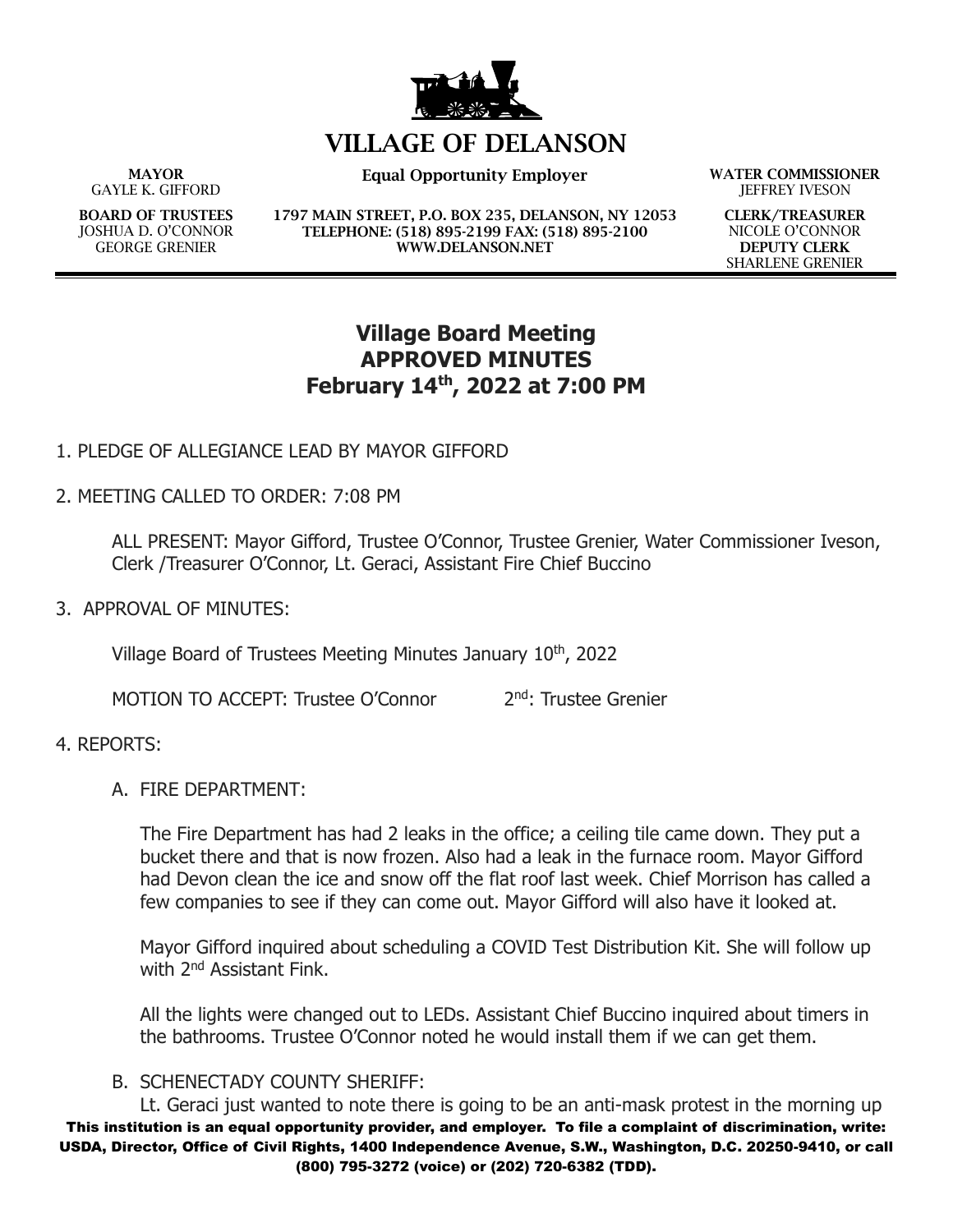# VILLAGE OF DELANSON

**MAYOR**
GAYLE K. GIFFORD

**Equal Opportunity Employer**

**WATER COMMISSIONER**
JEFFREY IVESON

**BOARD OF TRUSTEES**
JOSHUA D. O'CONNOR
GEORGE GRENIER

**1797 MAIN STREET, P.O. BOX 235, DELANSON, NY 12053**
**TELEPHONE: (518) 895-2199 FAX: (518) 895-2100**
**WWW.DELANSON.NET**

**CLERK/TREASURER**
NICOLE O'CONNOR
**DEPUTY CLERK**
SHARLENE GRENIER

## Village Board Meeting
## APPROVED MINUTES
## February 14th, 2022 at 7:00 PM

1. PLEDGE OF ALLEGIANCE LEAD BY MAYOR GIFFORD

2. MEETING CALLED TO ORDER: 7:08 PM

   ALL PRESENT: Mayor Gifford, Trustee O'Connor, Trustee Grenier, Water Commissioner Iveson, Clerk /Treasurer O'Connor, Lt. Geraci, Assistant Fire Chief Buccino

3. APPROVAL OF MINUTES:

   Village Board of Trustees Meeting Minutes January 10th, 2022

   MOTION TO ACCEPT: Trustee O'Connor   2nd: Trustee Grenier

4. REPORTS:

   A. FIRE DEPARTMENT:

   The Fire Department has had 2 leaks in the office; a ceiling tile came down. They put a bucket there and that is now frozen. Also had a leak in the furnace room. Mayor Gifford had Devon clean the ice and snow off the flat roof last week. Chief Morrison has called a few companies to see if they can come out. Mayor Gifford will also have it looked at.

   Mayor Gifford inquired about scheduling a COVID Test Distribution Kit. She will follow up with 2nd Assistant Fink.

   All the lights were changed out to LEDs. Assistant Chief Buccino inquired about timers in the bathrooms. Trustee O'Connor noted he would install them if we can get them.

   B. SCHENECTADY COUNTY SHERIFF:

   Lt. Geraci just wanted to note there is going to be an anti-mask protest in the morning up

**This institution is an equal opportunity provider, and employer. To file a complaint of discrimination, write: USDA, Director, Office of Civil Rights, 1400 Independence Avenue, S.W., Washington, D.C. 20250-9410, or call (800) 795-3272 (voice) or (202) 720-6382 (TDD).**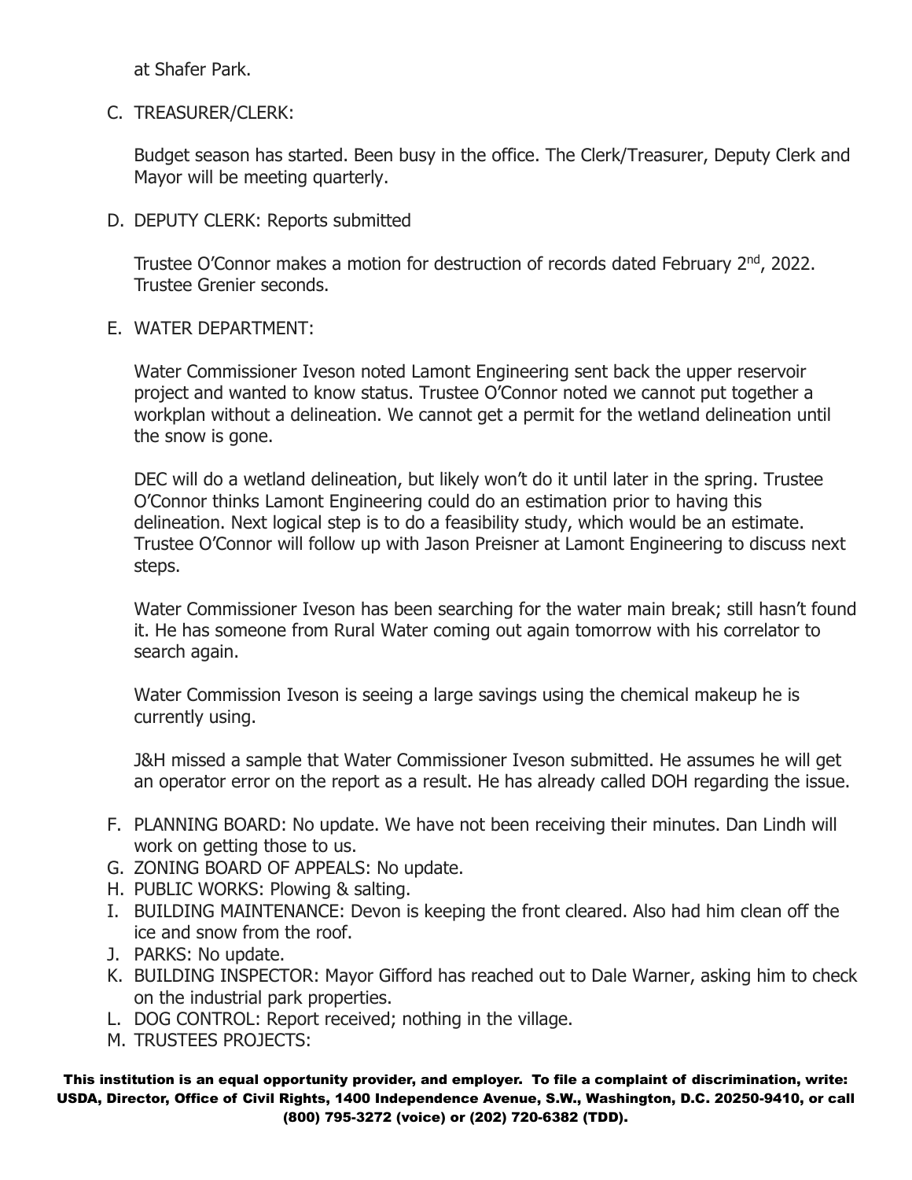at Shafer Park.

C. TREASURER/CLERK:

   Budget season has started. Been busy in the office. The Clerk/Treasurer, Deputy Clerk and Mayor will be meeting quarterly.

D. DEPUTY CLERK: Reports submitted

   Trustee O'Connor makes a motion for destruction of records dated February 2nd, 2022. Trustee Grenier seconds.

E. WATER DEPARTMENT:

   Water Commissioner Iveson noted Lamont Engineering sent back the upper reservoir project and wanted to know status. Trustee O'Connor noted we cannot put together a workplan without a delineation. We cannot get a permit for the wetland delineation until the snow is gone.

   DEC will do a wetland delineation, but likely won't do it until later in the spring. Trustee O'Connor thinks Lamont Engineering could do an estimation prior to having this delineation. Next logical step is to do a feasibility study, which would be an estimate. Trustee O'Connor will follow up with Jason Preisner at Lamont Engineering to discuss next steps.

   Water Commissioner Iveson has been searching for the water main break; still hasn't found it. He has someone from Rural Water coming out again tomorrow with his correlator to search again.

   Water Commission Iveson is seeing a large savings using the chemical makeup he is currently using.

   J&H missed a sample that Water Commissioner Iveson submitted. He assumes he will get an operator error on the report as a result. He has already called DOH regarding the issue.

F. PLANNING BOARD: No update. We have not been receiving their minutes. Dan Lindh will work on getting those to us.
G. ZONING BOARD OF APPEALS: No update.
H. PUBLIC WORKS: Plowing & salting.
I. BUILDING MAINTENANCE: Devon is keeping the front cleared. Also had him clean off the ice and snow from the roof.
J. PARKS: No update.
K. BUILDING INSPECTOR: Mayor Gifford has reached out to Dale Warner, asking him to check on the industrial park properties.
L. DOG CONTROL: Report received; nothing in the village.
M. TRUSTEES PROJECTS:

**This institution is an equal opportunity provider, and employer. To file a complaint of discrimination, write: USDA, Director, Office of Civil Rights, 1400 Independence Avenue, S.W., Washington, D.C. 20250-9410, or call (800) 795-3272 (voice) or (202) 720-6382 (TDD).**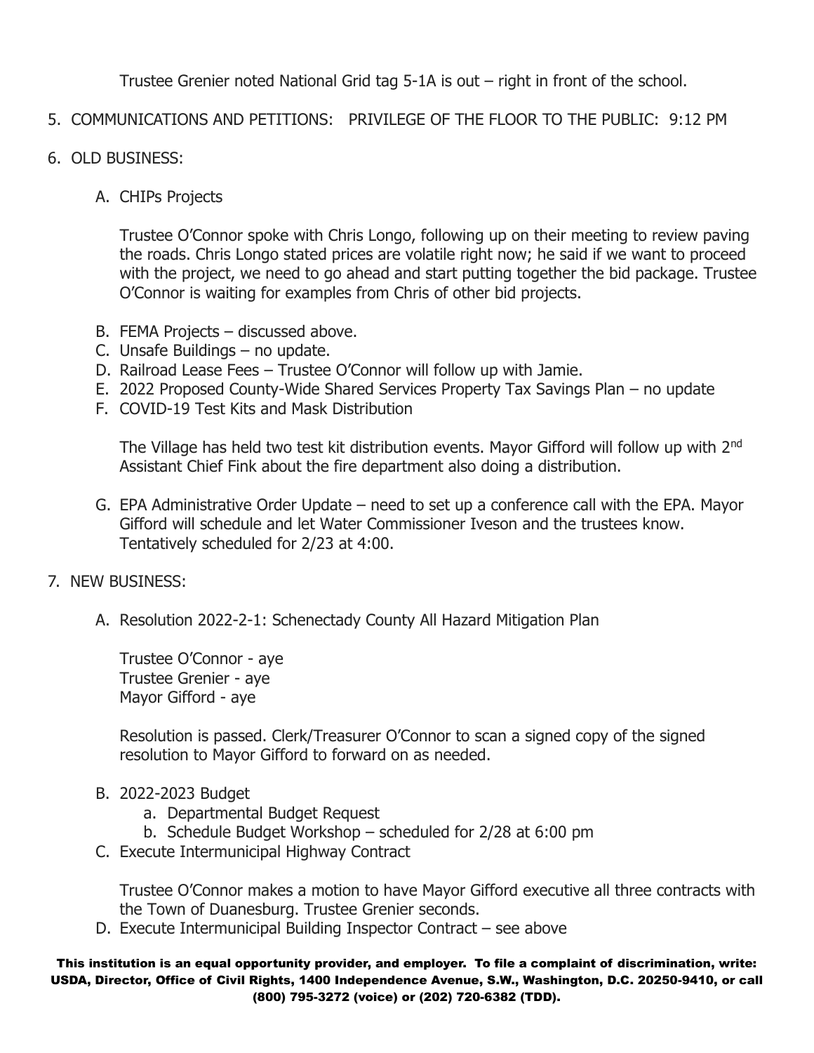Trustee Grenier noted National Grid tag 5-1A is out – right in front of the school.

5. COMMUNICATIONS AND PETITIONS: PRIVILEGE OF THE FLOOR TO THE PUBLIC: 9:12 PM

6. OLD BUSINESS:

   A. CHIPs Projects

      Trustee O'Connor spoke with Chris Longo, following up on their meeting to review paving the roads. Chris Longo stated prices are volatile right now; he said if we want to proceed with the project, we need to go ahead and start putting together the bid package. Trustee O'Connor is waiting for examples from Chris of other bid projects.

   B. FEMA Projects – discussed above.
   C. Unsafe Buildings – no update.
   D. Railroad Lease Fees – Trustee O'Connor will follow up with Jamie.
   E. 2022 Proposed County-Wide Shared Services Property Tax Savings Plan – no update
   F. COVID-19 Test Kits and Mask Distribution

      The Village has held two test kit distribution events. Mayor Gifford will follow up with 2nd Assistant Chief Fink about the fire department also doing a distribution.

   G. EPA Administrative Order Update – need to set up a conference call with the EPA. Mayor Gifford will schedule and let Water Commissioner Iveson and the trustees know. Tentatively scheduled for 2/23 at 4:00.

7. NEW BUSINESS:

   A. Resolution 2022-2-1: Schenectady County All Hazard Mitigation Plan

      Trustee O'Connor - aye
      Trustee Grenier - aye
      Mayor Gifford - aye

      Resolution is passed. Clerk/Treasurer O'Connor to scan a signed copy of the signed resolution to Mayor Gifford to forward on as needed.

   B. 2022-2023 Budget
      a. Departmental Budget Request
      b. Schedule Budget Workshop – scheduled for 2/28 at 6:00 pm
   C. Execute Intermunicipal Highway Contract

      Trustee O'Connor makes a motion to have Mayor Gifford executive all three contracts with the Town of Duanesburg. Trustee Grenier seconds.
   D. Execute Intermunicipal Building Inspector Contract – see above

**This institution is an equal opportunity provider, and employer. To file a complaint of discrimination, write: USDA, Director, Office of Civil Rights, 1400 Independence Avenue, S.W., Washington, D.C. 20250-9410, or call (800) 795-3272 (voice) or (202) 720-6382 (TDD).**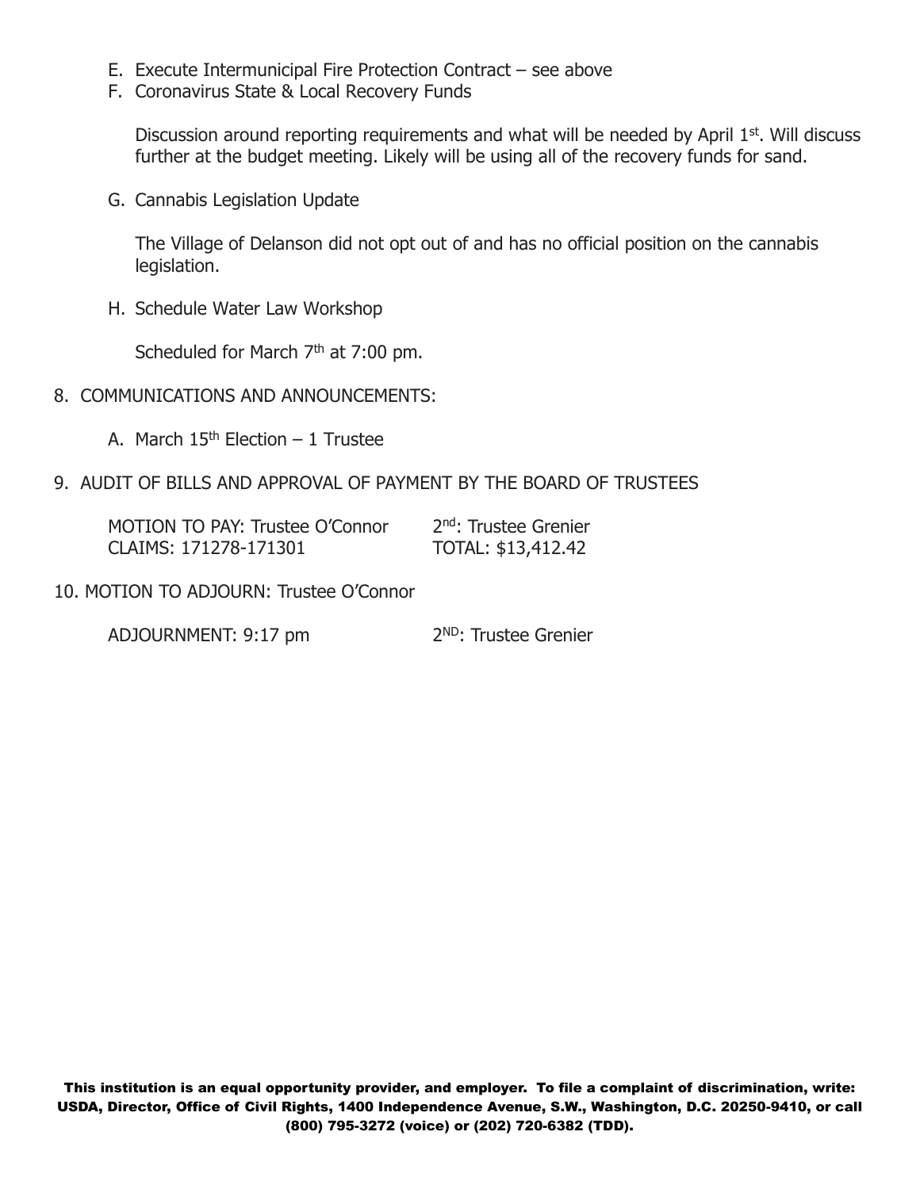E. Execute Intermunicipal Fire Protection Contract – see above

F. Coronavirus State & Local Recovery Funds

   Discussion around reporting requirements and what will be needed by April 1st. Will discuss further at the budget meeting. Likely will be using all of the recovery funds for sand.

G. Cannabis Legislation Update

   The Village of Delanson did not opt out of and has no official position on the cannabis legislation.

H. Schedule Water Law Workshop

   Scheduled for March 7th at 7:00 pm.

8. COMMUNICATIONS AND ANNOUNCEMENTS:

   A. March 15th Election – 1 Trustee

9. AUDIT OF BILLS AND APPROVAL OF PAYMENT BY THE BOARD OF TRUSTEES

   MOTION TO PAY: Trustee O'Connor    2nd: Trustee Grenier
   CLAIMS: 171278-171301    TOTAL: $13,412.42

10. MOTION TO ADJOURN: Trustee O'Connor

   ADJOURNMENT: 9:17 pm    2ND: Trustee Grenier

**This institution is an equal opportunity provider, and employer. To file a complaint of discrimination, write: USDA, Director, Office of Civil Rights, 1400 Independence Avenue, S.W., Washington, D.C. 20250-9410, or call (800) 795-3272 (voice) or (202) 720-6382 (TDD).**